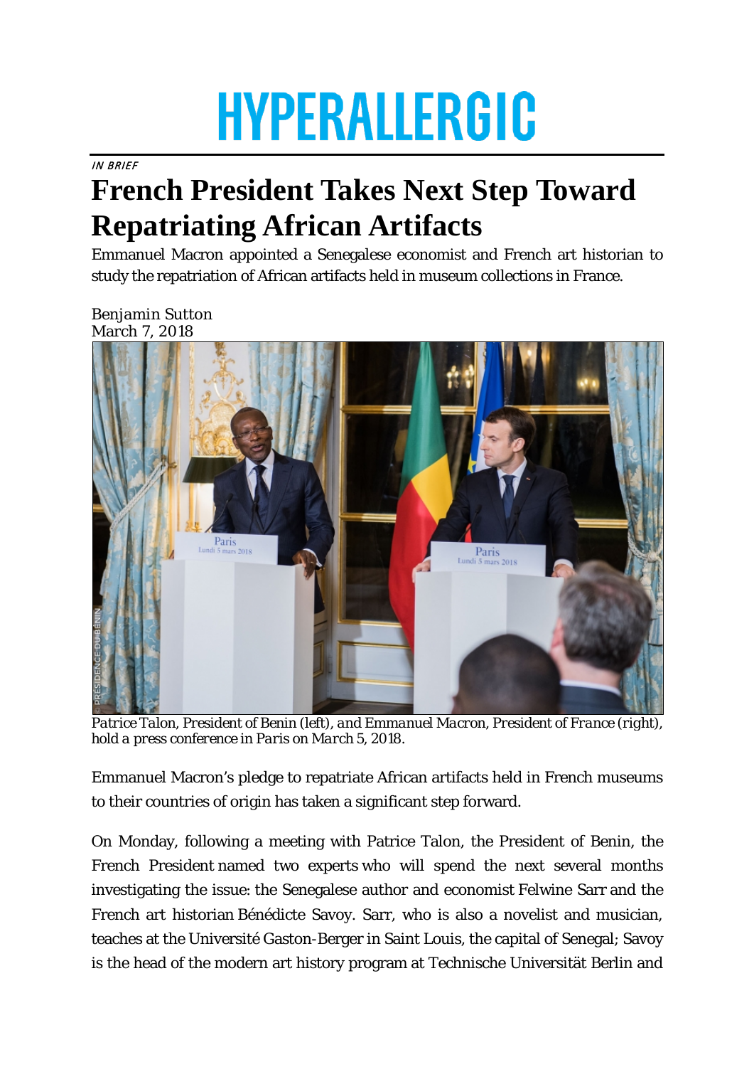# HYPERALLERGIC

*IN BRIEF*

# French President Takes Next Step Toward Repatriating African Artifacts

Emmanuel Macron appointed a Senegalese economist and French art historian to study the repatriation of African artifacts held in museum collections in France.

Benjamin Sutton
March 7, 2018

*Patrice Talon, President of Benin (left), and Emmanuel Macron, President of France (right), hold a press conference in Paris on March 5, 2018.*

Emmanuel Macron's pledge to repatriate African artifacts held in French museums to their countries of origin has taken a significant step forward.

On Monday, following a meeting with Patrice Talon, the President of Benin, the French President named two experts who will spend the next several months investigating the issue: the Senegalese author and economist Felwine Sarr and the French art historian Bénédicte Savoy. Sarr, who is also a novelist and musician, teaches at the Université Gaston-Berger in Saint Louis, the capital of Senegal; Savoy is the head of the modern art history program at Technische Universität Berlin and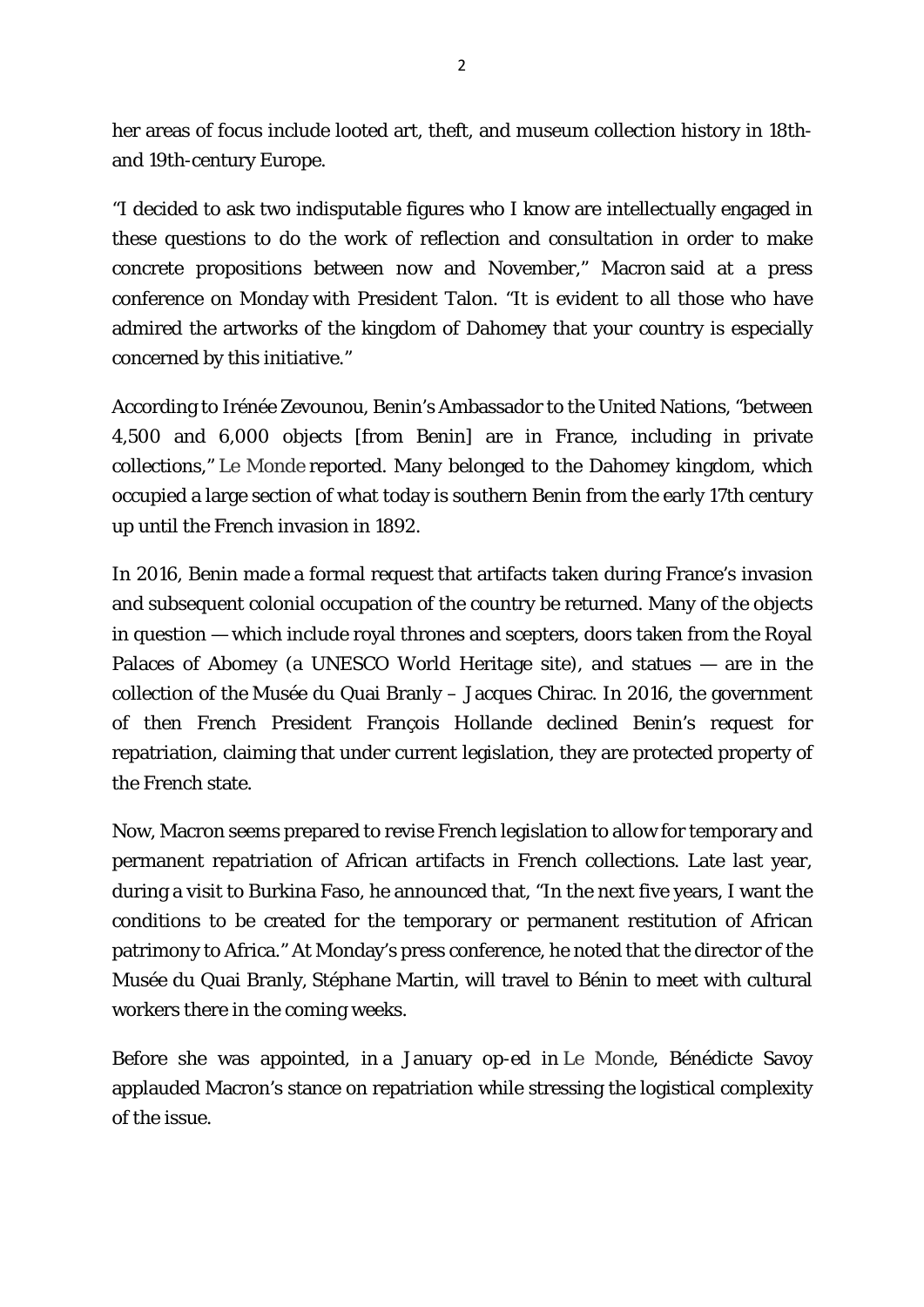her areas of focus include looted art, theft, and museum collection history in 18th- and 19th-century Europe.

"I decided to ask two indisputable figures who I know are intellectually engaged in these questions to do the work of reflection and consultation in order to make concrete propositions between now and November," Macron said at a press conference on Monday with President Talon. "It is evident to all those who have admired the artworks of the kingdom of Dahomey that your country is especially concerned by this initiative."

According to Irénée Zevounou, Benin's Ambassador to the United Nations, "between 4,500 and 6,000 objects [from Benin] are in France, including in private collections," Le Monde reported. Many belonged to the Dahomey kingdom, which occupied a large section of what today is southern Benin from the early 17th century up until the French invasion in 1892.

In 2016, Benin made a formal request that artifacts taken during France's invasion and subsequent colonial occupation of the country be returned. Many of the objects in question — which include royal thrones and scepters, doors taken from the Royal Palaces of Abomey (a UNESCO World Heritage site), and statues — are in the collection of the Musée du Quai Branly – Jacques Chirac. In 2016, the government of then French President François Hollande declined Benin's request for repatriation, claiming that under current legislation, they are protected property of the French state.

Now, Macron seems prepared to revise French legislation to allow for temporary and permanent repatriation of African artifacts in French collections. Late last year, during a visit to Burkina Faso, he announced that, "In the next five years, I want the conditions to be created for the temporary or permanent restitution of African patrimony to Africa." At Monday's press conference, he noted that the director of the Musée du Quai Branly, Stéphane Martin, will travel to Bénin to meet with cultural workers there in the coming weeks.

Before she was appointed, in a January op-ed in Le Monde, Bénédicte Savoy applauded Macron's stance on repatriation while stressing the logistical complexity of the issue.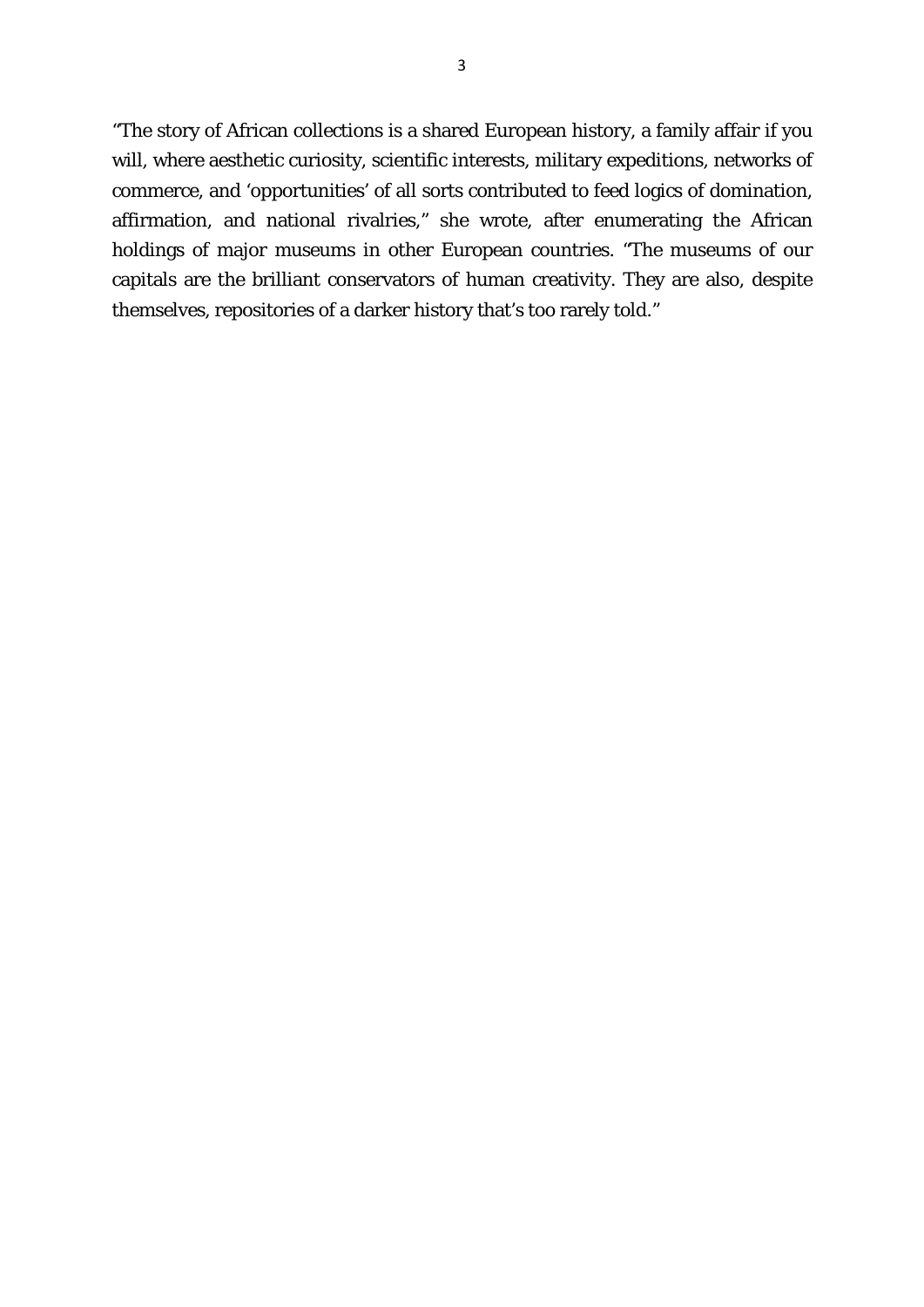"The story of African collections is a shared European history, a family affair if you will, where aesthetic curiosity, scientific interests, military expeditions, networks of commerce, and 'opportunities' of all sorts contributed to feed logics of domination, affirmation, and national rivalries," she wrote, after enumerating the African holdings of major museums in other European countries. "The museums of our capitals are the brilliant conservators of human creativity. They are also, despite themselves, repositories of a darker history that's too rarely told."